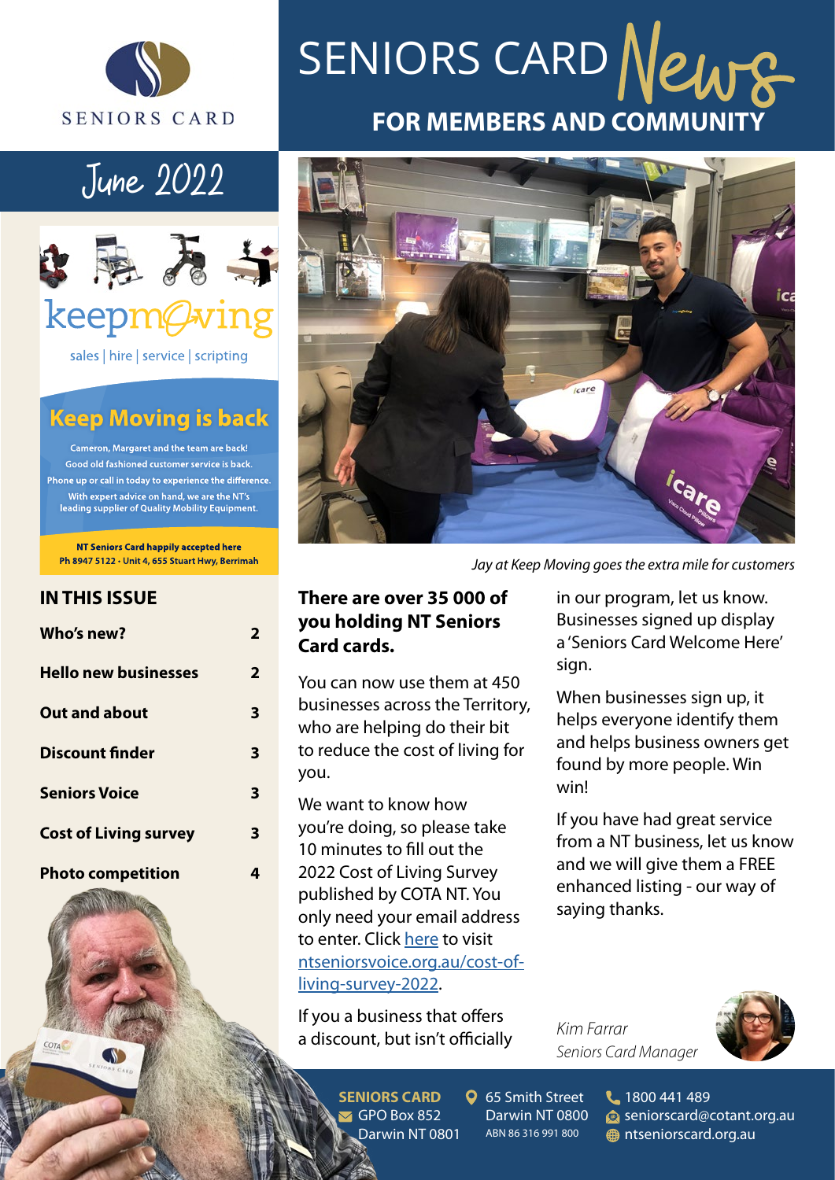SENIORS CARD

# SENIORS CARD News

## FOR MEMBERS AND COMMUNITY

June 2022

keepmoving

sales | hire | service | scripting

## Keep Moving is back

Cameron, Margaret and the team are back!
Good old fashioned customer service is back.
Phone up or call in today to experience the difference.
With expert advice on hand, we are the NT's leading supplier of Quality Mobility Equipment.

**NT Seniors Card happily accepted here**
**Ph 8947 5122 • Unit 4, 655 Stuart Hwy, Berrimah**

## IN THIS ISSUE

| | |
|---|---|
| **Who's new?** | **2** |
| **Hello new businesses** | **2** |
| **Out and about** | **3** |
| **Discount finder** | **3** |
| **Seniors Voice** | **3** |
| **Cost of Living survey** | **3** |
| **Photo competition** | **4** |

*Jay at Keep Moving goes the extra mile for customers*

**There are over 35 000 of you holding NT Seniors Card cards.**

You can now use them at 450 businesses across the Territory, who are helping do their bit to reduce the cost of living for you.

We want to know how you're doing, so please take 10 minutes to fill out the 2022 Cost of Living Survey published by COTA NT. You only need your email address to enter. Click here to visit ntseniorsvoice.org.au/cost-of-living-survey-2022.

If you a business that offers a discount, but isn't officially in our program, let us know. Businesses signed up display a 'Seniors Card Welcome Here' sign.

When businesses sign up, it helps everyone identify them and helps business owners get found by more people. Win win!

If you have had great service from a NT business, let us know and we will give them a FREE enhanced listing - our way of saying thanks.

*Kim Farrar*
*Seniors Card Manager*

**SENIORS CARD**
GPO Box 852
Darwin NT 0801

65 Smith Street
Darwin NT 0800
ABN 86 316 991 800

1800 441 489
seniorscard@cotant.org.au
ntseniorscard.org.au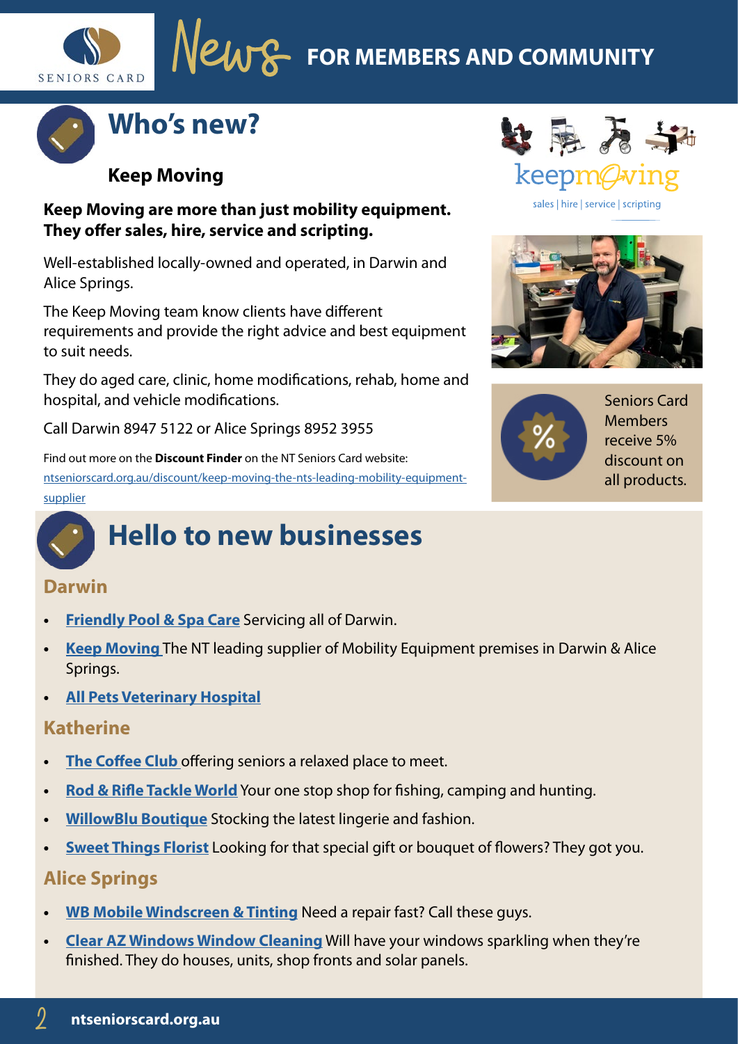# News FOR MEMBERS AND COMMUNITY

## Who's new?

### Keep Moving

**Keep Moving are more than just mobility equipment. They offer sales, hire, service and scripting.**

Well-established locally-owned and operated, in Darwin and Alice Springs.

The Keep Moving team know clients have different requirements and provide the right advice and best equipment to suit needs.

They do aged care, clinic, home modifications, rehab, home and hospital, and vehicle modifications.

Call Darwin 8947 5122 or Alice Springs 8952 3955

Find out more on the **Discount Finder** on the NT Seniors Card website: ntseniorscard.org.au/discount/keep-moving-the-nts-leading-mobility-equipment-supplier

keepmoving
sales | hire | service | scripting

Seniors Card Members receive 5% discount on all products.

## Hello to new businesses

### Darwin

- **Friendly Pool & Spa Care** Servicing all of Darwin.
- **Keep Moving** The NT leading supplier of Mobility Equipment premises in Darwin & Alice Springs.
- **All Pets Veterinary Hospital**

### Katherine

- **The Coffee Club** offering seniors a relaxed place to meet.
- **Rod & Rifle Tackle World** Your one stop shop for fishing, camping and hunting.
- **WillowBlu Boutique** Stocking the latest lingerie and fashion.
- **Sweet Things Florist** Looking for that special gift or bouquet of flowers? They got you.

### Alice Springs

- **WB Mobile Windscreen & Tinting** Need a repair fast? Call these guys.
- **Clear AZ Windows Window Cleaning** Will have your windows sparkling when they're finished. They do houses, units, shop fronts and solar panels.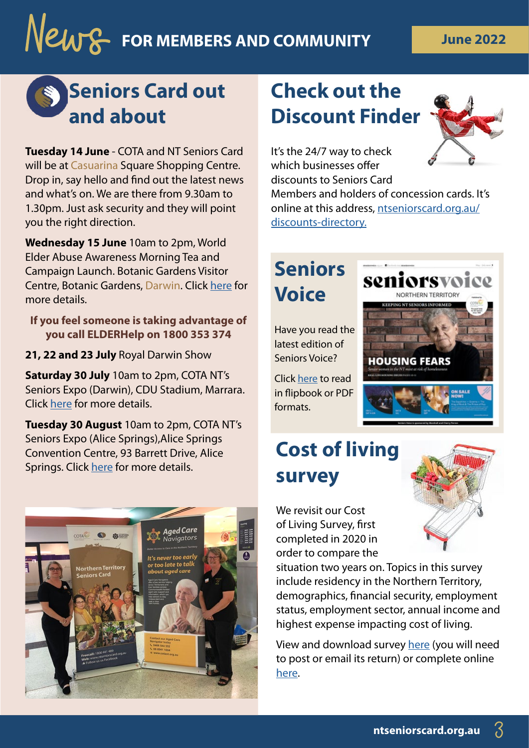# News FOR MEMBERS AND COMMUNITY

June 2022

## Seniors Card out and about

**Tuesday 14 June** - COTA and NT Seniors Card will be at Casuarina Square Shopping Centre. Drop in, say hello and find out the latest news and what's on. We are there from 9.30am to 1.30pm. Just ask security and they will point you the right direction.

**Wednesday 15 June** 10am to 2pm, World Elder Abuse Awareness Morning Tea and Campaign Launch. Botanic Gardens Visitor Centre, Botanic Gardens, Darwin. Click here for more details.

**If you feel someone is taking advantage of you call ELDERHelp on 1800 353 374**

**21, 22 and 23 July** Royal Darwin Show

**Saturday 30 July** 10am to 2pm, COTA NT's Seniors Expo (Darwin), CDU Stadium, Marrara. Click here for more details.

**Tuesday 30 August** 10am to 2pm, COTA NT's Seniors Expo (Alice Springs),Alice Springs Convention Centre, 93 Barrett Drive, Alice Springs. Click here for more details.

## Check out the Discount Finder

It's the 24/7 way to check which businesses offer discounts to Seniors Card Members and holders of concession cards. It's online at this address, ntseniorscard.org.au/discounts-directory.

## Seniors Voice

Have you read the latest edition of Seniors Voice?

Click here to read in flipbook or PDF formats.

## Cost of living survey

We revisit our Cost of Living Survey, first completed in 2020 in order to compare the situation two years on. Topics in this survey include residency in the Northern Territory, demographics, financial security, employment status, employment sector, annual income and highest expense impacting cost of living.

View and download survey here (you will need to post or email its return) or complete online here.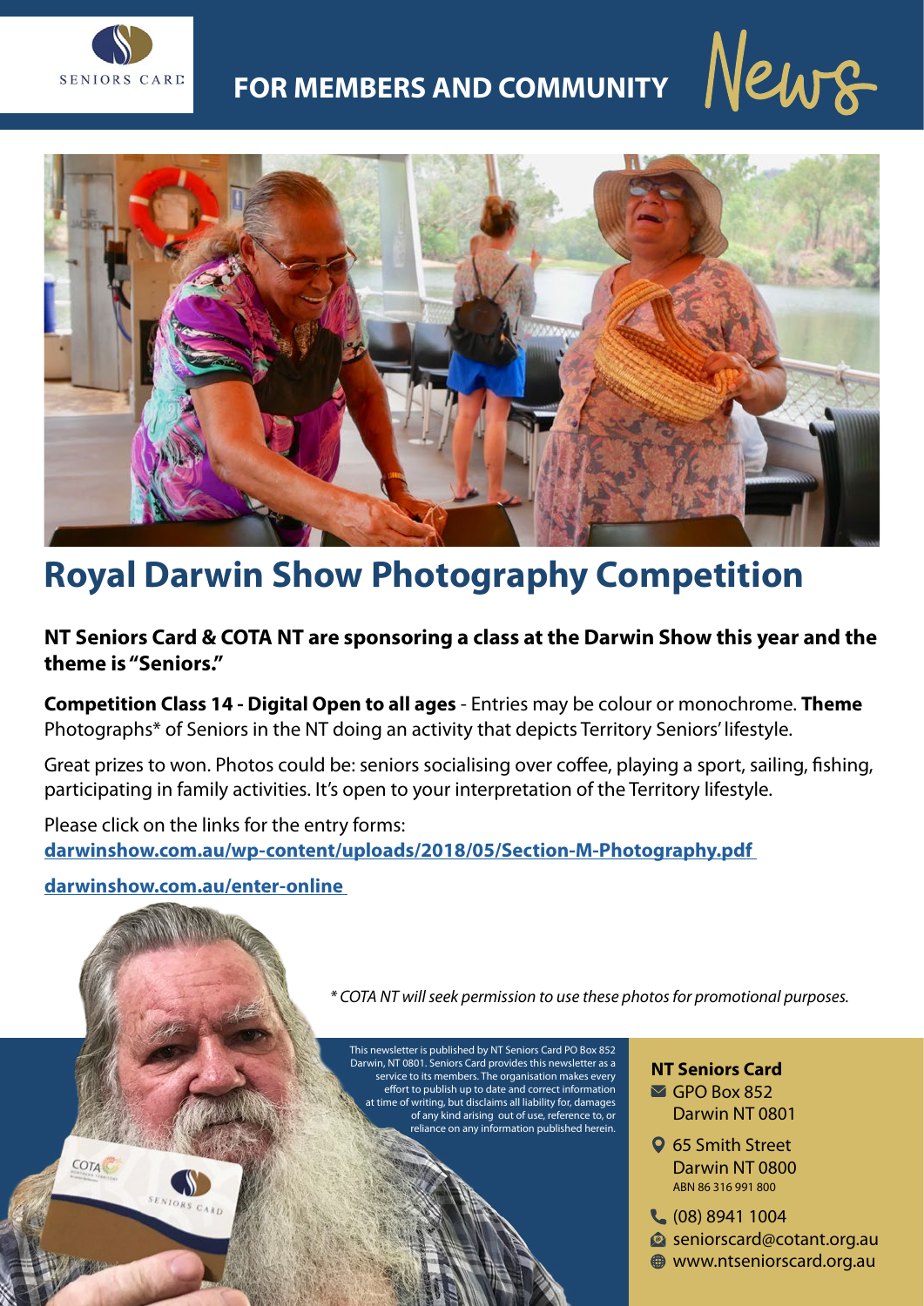SENIORS CARD

FOR MEMBERS AND COMMUNITY News

# Royal Darwin Show Photography Competition

**NT Seniors Card & COTA NT are sponsoring a class at the Darwin Show this year and the theme is "Seniors."**

**Competition Class 14 - Digital Open to all ages** - Entries may be colour or monochrome. **Theme** Photographs* of Seniors in the NT doing an activity that depicts Territory Seniors' lifestyle.

Great prizes to won. Photos could be: seniors socialising over coffee, playing a sport, sailing, fishing, participating in family activities. It's open to your interpretation of the Territory lifestyle.

Please click on the links for the entry forms:
**darwinshow.com.au/wp-content/uploads/2018/05/Section-M-Photography.pdf**

**darwinshow.com.au/enter-online**

*\* COTA NT will seek permission to use these photos for promotional purposes.*

This newsletter is published by NT Seniors Card PO Box 852 Darwin, NT 0801. Seniors Card provides this newsletter as a service to its members. The organisation makes every effort to publish up to date and correct information at time of writing, but disclaims all liability for, damages of any kind arising out of use, reference to, or reliance on any information published herein.

**NT Seniors Card**

GPO Box 852
Darwin NT 0801

65 Smith Street
Darwin NT 0800
ABN 86 316 991 800

(08) 8941 1004
seniorscard@cotant.org.au
www.ntseniorscard.org.au